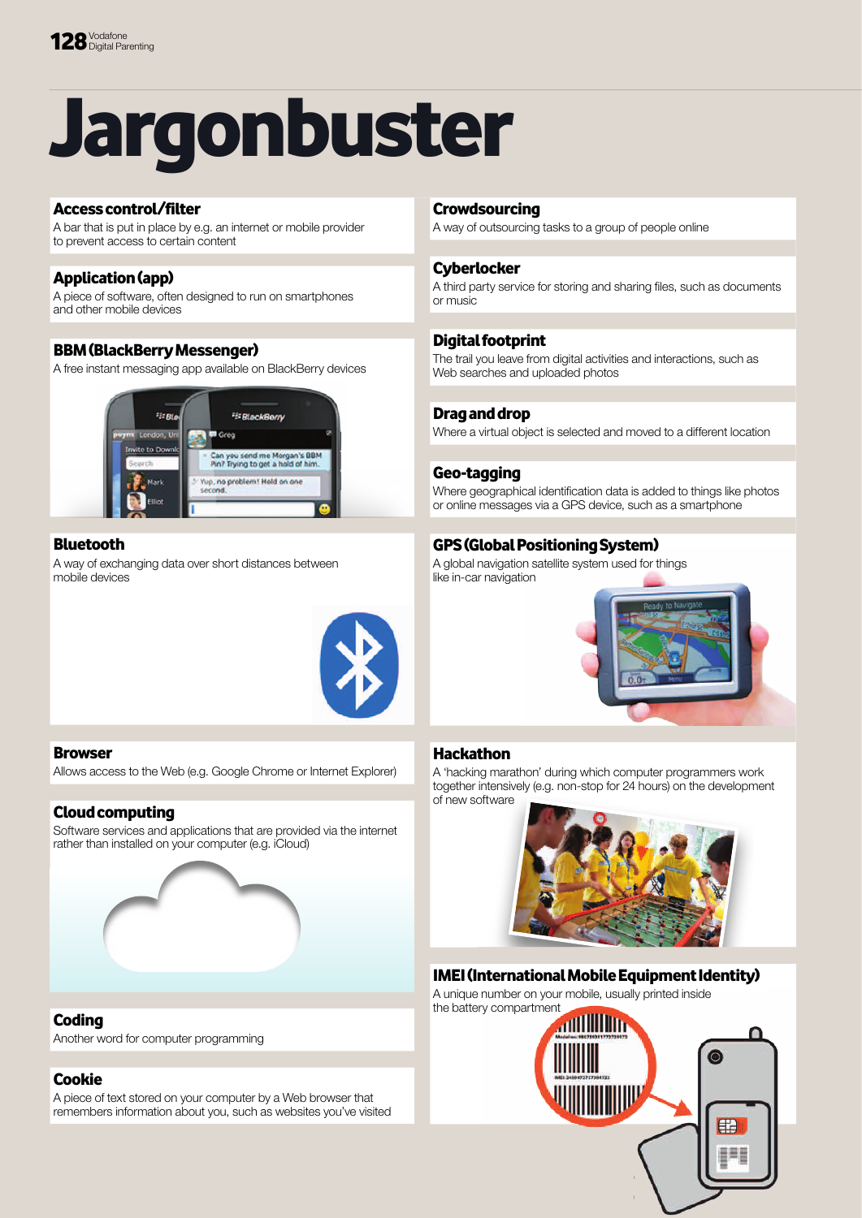# Jargonbuster

### Access control/filter
A bar that is put in place by e.g. an internet or mobile provider to prevent access to certain content

### Application (app)
A piece of software, often designed to run on smartphones and other mobile devices

### BBM (BlackBerry Messenger)
A free instant messaging app available on BlackBerry devices

### Bluetooth
A way of exchanging data over short distances between mobile devices

### Browser
Allows access to the Web (e.g. Google Chrome or Internet Explorer)

### Cloud computing
Software services and applications that are provided via the internet rather than installed on your computer (e.g. iCloud)

### Coding
Another word for computer programming

### Cookie
A piece of text stored on your computer by a Web browser that remembers information about you, such as websites you've visited

### Crowdsourcing
A way of outsourcing tasks to a group of people online

### Cyberlocker
A third party service for storing and sharing files, such as documents or music

### Digital footprint
The trail you leave from digital activities and interactions, such as Web searches and uploaded photos

### Drag and drop
Where a virtual object is selected and moved to a different location

### Geo-tagging
Where geographical identification data is added to things like photos or online messages via a GPS device, such as a smartphone

### GPS (Global Positioning System)
A global navigation satellite system used for things like in-car navigation

### Hackathon
A 'hacking marathon' during which computer programmers work together intensively (e.g. non-stop for 24 hours) on the development of new software

### IMEI (International Mobile Equipment Identity)
A unique number on your mobile, usually printed inside the battery compartment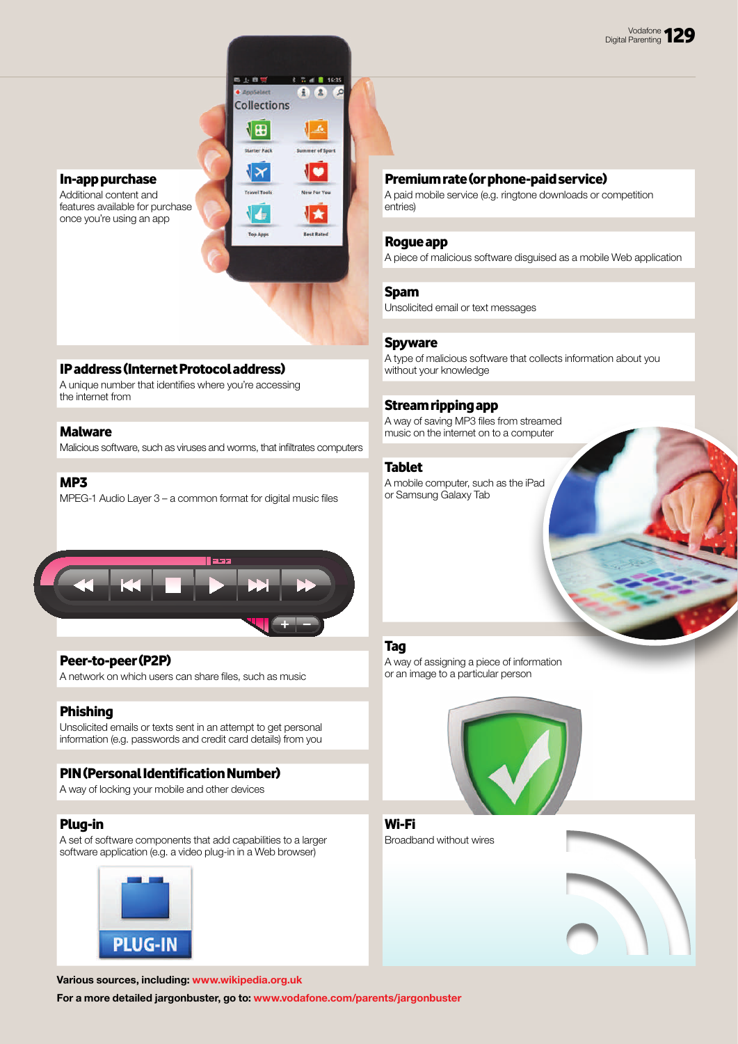## In-app purchase
Additional content and features available for purchase once you're using an app

## IP address (Internet Protocol address)
A unique number that identifies where you're accessing the internet from

## Malware
Malicious software, such as viruses and worms, that infiltrates computers

## MP3
MPEG-1 Audio Layer 3 – a common format for digital music files

## Peer-to-peer (P2P)
A network on which users can share files, such as music

## Phishing
Unsolicited emails or texts sent in an attempt to get personal information (e.g. passwords and credit card details) from you

## PIN (Personal Identification Number)
A way of locking your mobile and other devices

## Plug-in
A set of software components that add capabilities to a larger software application (e.g. a video plug-in in a Web browser)

## Premium rate (or phone-paid service)
A paid mobile service (e.g. ringtone downloads or competition entries)

## Rogue app
A piece of malicious software disguised as a mobile Web application

## Spam
Unsolicited email or text messages

## Spyware
A type of malicious software that collects information about you without your knowledge

## Stream ripping app
A way of saving MP3 files from streamed music on the internet on to a computer

## Tablet
A mobile computer, such as the iPad or Samsung Galaxy Tab

## Tag
A way of assigning a piece of information or an image to a particular person

## Wi-Fi
Broadband without wires

**Various sources, including: www.wikipedia.org.uk**

**For a more detailed jargonbuster, go to: www.vodafone.com/parents/jargonbuster**